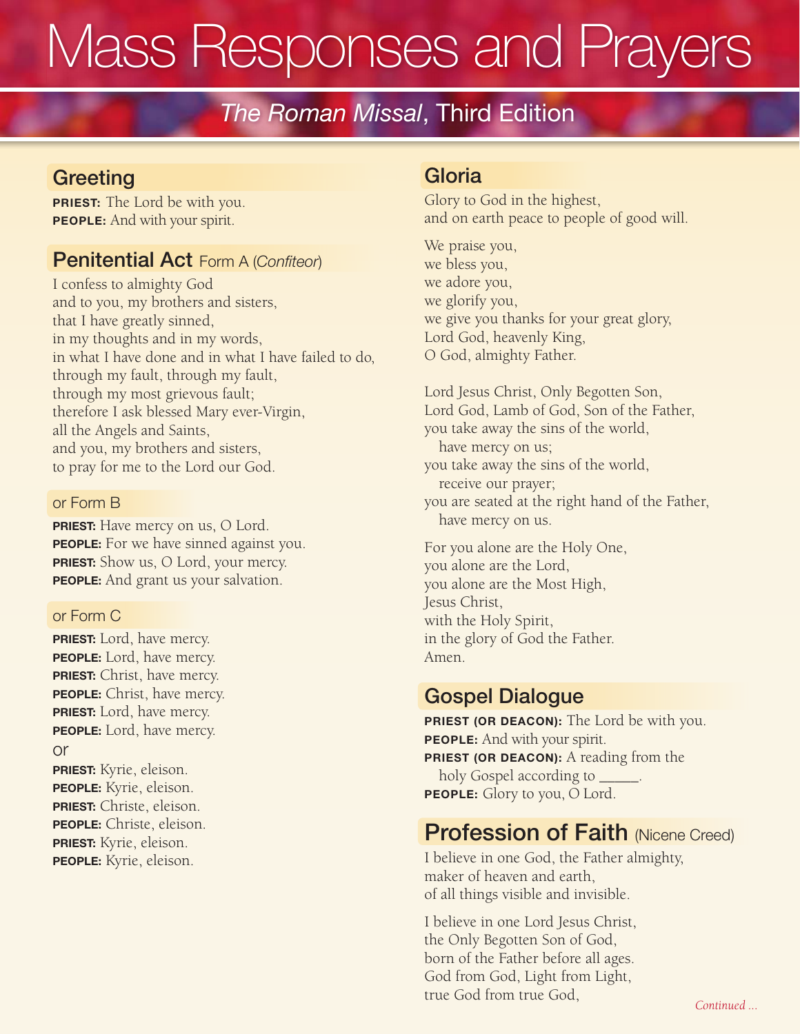# Mass Responses and Prayers

## *The Roman Missal*, Third Edition

### Greeting

**PRIEST:** The Lord be with you.
**PEOPLE:** And with your spirit.

### Penitential Act Form A (*Confiteor*)

I confess to almighty God
and to you, my brothers and sisters,
that I have greatly sinned,
in my thoughts and in my words,
in what I have done and in what I have failed to do,
through my fault, through my fault,
through my most grievous fault;
therefore I ask blessed Mary ever-Virgin,
all the Angels and Saints,
and you, my brothers and sisters,
to pray for me to the Lord our God.

#### or Form B

**PRIEST:** Have mercy on us, O Lord.
**PEOPLE:** For we have sinned against you.
**PRIEST:** Show us, O Lord, your mercy.
**PEOPLE:** And grant us your salvation.

#### or Form C

**PRIEST:** Lord, have mercy.
**PEOPLE:** Lord, have mercy.
**PRIEST:** Christ, have mercy.
**PEOPLE:** Christ, have mercy.
**PRIEST:** Lord, have mercy.
**PEOPLE:** Lord, have mercy.

or

**PRIEST:** Kyrie, eleison.
**PEOPLE:** Kyrie, eleison.
**PRIEST:** Christe, eleison.
**PEOPLE:** Christe, eleison.
**PRIEST:** Kyrie, eleison.
**PEOPLE:** Kyrie, eleison.

### Gloria

Glory to God in the highest,
and on earth peace to people of good will.

We praise you,
we bless you,
we adore you,
we glorify you,
we give you thanks for your great glory,
Lord God, heavenly King,
O God, almighty Father.

Lord Jesus Christ, Only Begotten Son,
Lord God, Lamb of God, Son of the Father,
you take away the sins of the world,
have mercy on us;
you take away the sins of the world,
receive our prayer;
you are seated at the right hand of the Father,
have mercy on us.

For you alone are the Holy One,
you alone are the Lord,
you alone are the Most High,
Jesus Christ,
with the Holy Spirit,
in the glory of God the Father.
Amen.

### Gospel Dialogue

**PRIEST (OR DEACON):** The Lord be with you.
**PEOPLE:** And with your spirit.
**PRIEST (OR DEACON):** A reading from the holy Gospel according to _____.
**PEOPLE:** Glory to you, O Lord.

### Profession of Faith (Nicene Creed)

I believe in one God, the Father almighty,
maker of heaven and earth,
of all things visible and invisible.

I believe in one Lord Jesus Christ,
the Only Begotten Son of God,
born of the Father before all ages.
God from God, Light from Light,
true God from true God,

*Continued ...*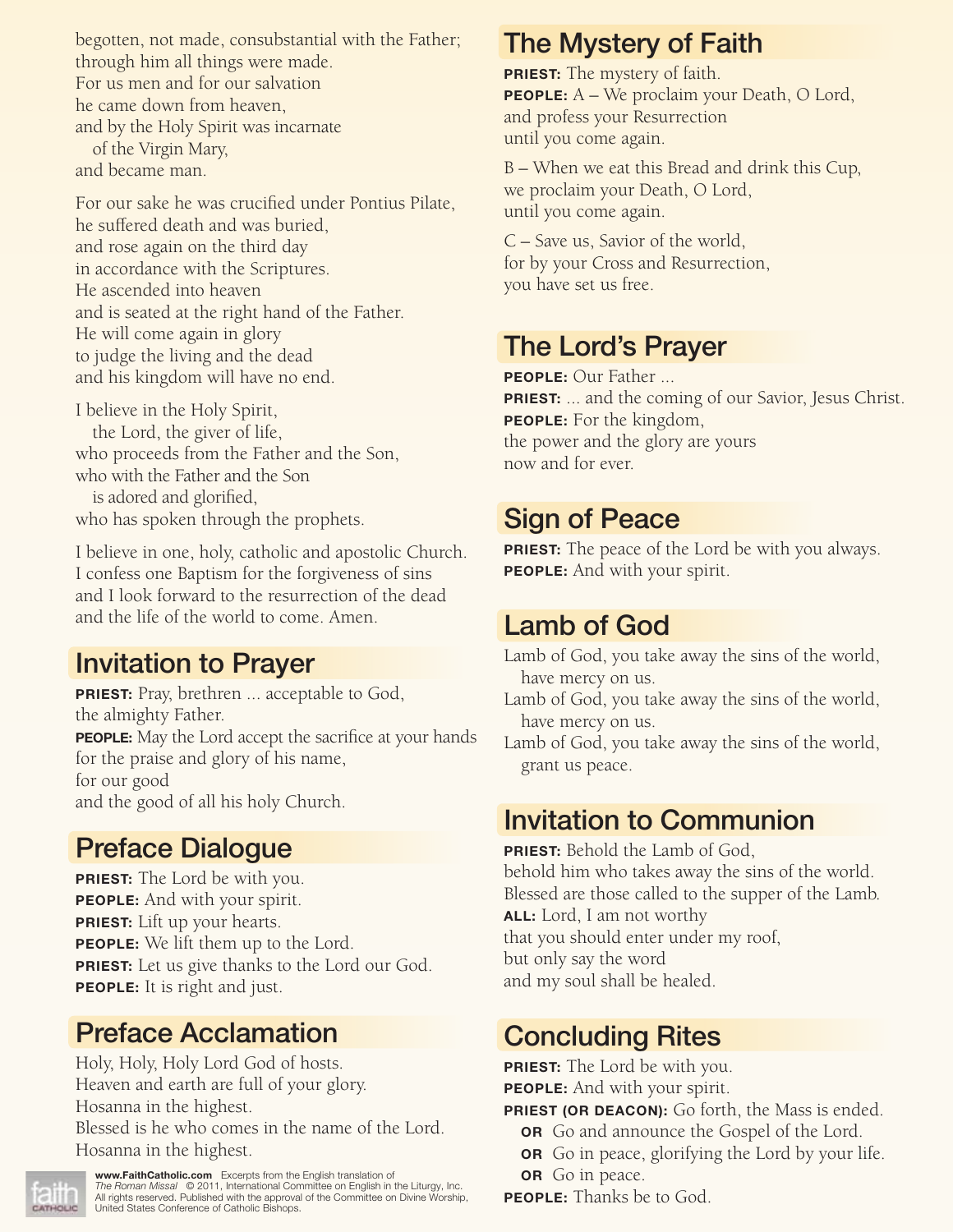begotten, not made, consubstantial with the Father;
through him all things were made.
For us men and for our salvation
he came down from heaven,
and by the Holy Spirit was incarnate
of the Virgin Mary,
and became man.

For our sake he was crucified under Pontius Pilate,
he suffered death and was buried,
and rose again on the third day
in accordance with the Scriptures.
He ascended into heaven
and is seated at the right hand of the Father.
He will come again in glory
to judge the living and the dead
and his kingdom will have no end.

I believe in the Holy Spirit,
the Lord, the giver of life,
who proceeds from the Father and the Son,
who with the Father and the Son
is adored and glorified,
who has spoken through the prophets.

I believe in one, holy, catholic and apostolic Church.
I confess one Baptism for the forgiveness of sins
and I look forward to the resurrection of the dead
and the life of the world to come. Amen.

## Invitation to Prayer

**PRIEST:** Pray, brethren ... acceptable to God,
the almighty Father.
**PEOPLE:** May the Lord accept the sacrifice at your hands
for the praise and glory of his name,
for our good
and the good of all his holy Church.

## Preface Dialogue

**PRIEST:** The Lord be with you.
**PEOPLE:** And with your spirit.
**PRIEST:** Lift up your hearts.
**PEOPLE:** We lift them up to the Lord.
**PRIEST:** Let us give thanks to the Lord our God.
**PEOPLE:** It is right and just.

## Preface Acclamation

Holy, Holy, Holy Lord God of hosts.
Heaven and earth are full of your glory.
Hosanna in the highest.
Blessed is he who comes in the name of the Lord.
Hosanna in the highest.

**www.FaithCatholic.com** Excerpts from the English translation of *The Roman Missal* © 2011, International Committee on English in the Liturgy, Inc. All rights reserved. Published with the approval of the Committee on Divine Worship, United States Conference of Catholic Bishops.

## The Mystery of Faith

**PRIEST:** The mystery of faith.
**PEOPLE:** A – We proclaim your Death, O Lord,
and profess your Resurrection
until you come again.

B – When we eat this Bread and drink this Cup,
we proclaim your Death, O Lord,
until you come again.

C – Save us, Savior of the world,
for by your Cross and Resurrection,
you have set us free.

## The Lord's Prayer

**PEOPLE:** Our Father ...
**PRIEST:** ... and the coming of our Savior, Jesus Christ.
**PEOPLE:** For the kingdom,
the power and the glory are yours
now and for ever.

## Sign of Peace

**PRIEST:** The peace of the Lord be with you always.
**PEOPLE:** And with your spirit.

## Lamb of God

Lamb of God, you take away the sins of the world,
have mercy on us.
Lamb of God, you take away the sins of the world,
have mercy on us.
Lamb of God, you take away the sins of the world,
grant us peace.

## Invitation to Communion

**PRIEST:** Behold the Lamb of God,
behold him who takes away the sins of the world.
Blessed are those called to the supper of the Lamb.
**ALL:** Lord, I am not worthy
that you should enter under my roof,
but only say the word
and my soul shall be healed.

## Concluding Rites

**PRIEST:** The Lord be with you.
**PEOPLE:** And with your spirit.
**PRIEST (OR DEACON):** Go forth, the Mass is ended.
**OR** Go and announce the Gospel of the Lord.
**OR** Go in peace, glorifying the Lord by your life.
**OR** Go in peace.
**PEOPLE:** Thanks be to God.